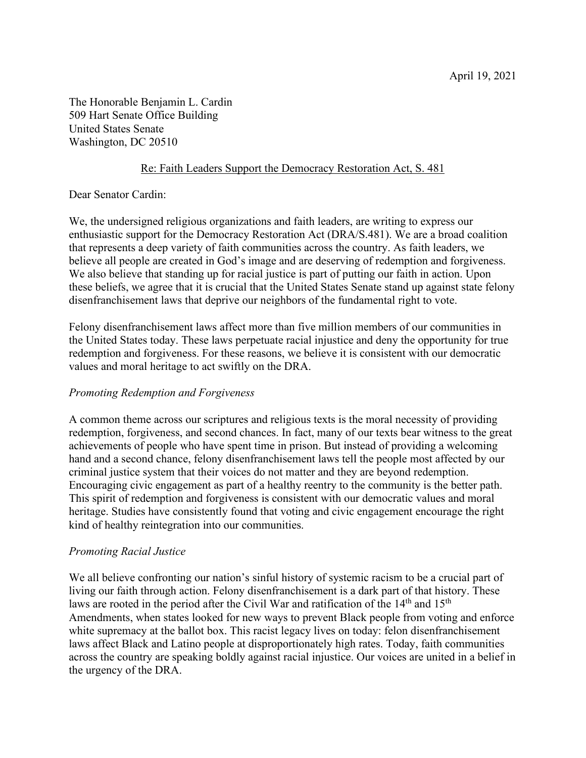April 19, 2021

The Honorable Benjamin L. Cardin
509 Hart Senate Office Building
United States Senate
Washington, DC 20510

<u>Re: Faith Leaders Support the Democracy Restoration Act, S. 481</u>

Dear Senator Cardin:

We, the undersigned religious organizations and faith leaders, are writing to express our enthusiastic support for the Democracy Restoration Act (DRA/S.481). We are a broad coalition that represents a deep variety of faith communities across the country. As faith leaders, we believe all people are created in God's image and are deserving of redemption and forgiveness. We also believe that standing up for racial justice is part of putting our faith in action. Upon these beliefs, we agree that it is crucial that the United States Senate stand up against state felony disenfranchisement laws that deprive our neighbors of the fundamental right to vote.

Felony disenfranchisement laws affect more than five million members of our communities in the United States today. These laws perpetuate racial injustice and deny the opportunity for true redemption and forgiveness. For these reasons, we believe it is consistent with our democratic values and moral heritage to act swiftly on the DRA.

*Promoting Redemption and Forgiveness*

A common theme across our scriptures and religious texts is the moral necessity of providing redemption, forgiveness, and second chances. In fact, many of our texts bear witness to the great achievements of people who have spent time in prison. But instead of providing a welcoming hand and a second chance, felony disenfranchisement laws tell the people most affected by our criminal justice system that their voices do not matter and they are beyond redemption. Encouraging civic engagement as part of a healthy reentry to the community is the better path. This spirit of redemption and forgiveness is consistent with our democratic values and moral heritage. Studies have consistently found that voting and civic engagement encourage the right kind of healthy reintegration into our communities.

*Promoting Racial Justice*

We all believe confronting our nation's sinful history of systemic racism to be a crucial part of living our faith through action. Felony disenfranchisement is a dark part of that history. These laws are rooted in the period after the Civil War and ratification of the 14th and 15th Amendments, when states looked for new ways to prevent Black people from voting and enforce white supremacy at the ballot box. This racist legacy lives on today: felon disenfranchisement laws affect Black and Latino people at disproportionately high rates. Today, faith communities across the country are speaking boldly against racial injustice. Our voices are united in a belief in the urgency of the DRA.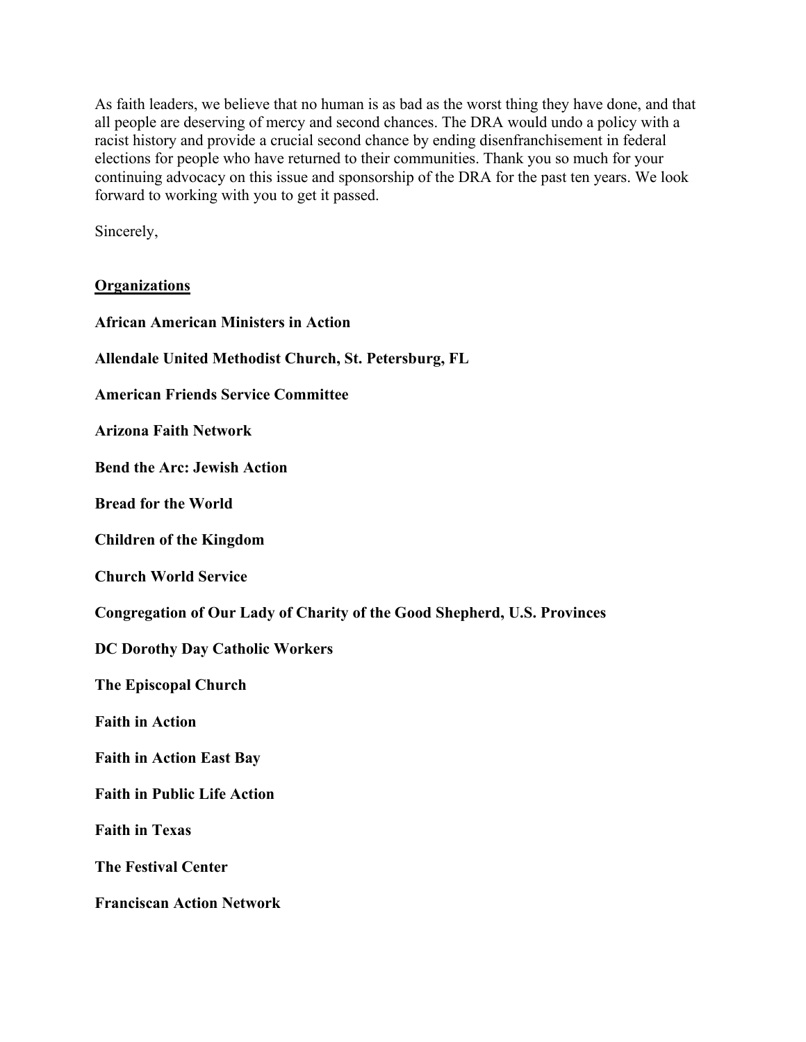As faith leaders, we believe that no human is as bad as the worst thing they have done, and that all people are deserving of mercy and second chances. The DRA would undo a policy with a racist history and provide a crucial second chance by ending disenfranchisement in federal elections for people who have returned to their communities. Thank you so much for your continuing advocacy on this issue and sponsorship of the DRA for the past ten years. We look forward to working with you to get it passed.

Sincerely,

**Organizations**

**African American Ministers in Action**

**Allendale United Methodist Church, St. Petersburg, FL**

**American Friends Service Committee**

**Arizona Faith Network**

**Bend the Arc: Jewish Action**

**Bread for the World**

**Children of the Kingdom**

**Church World Service**

**Congregation of Our Lady of Charity of the Good Shepherd, U.S. Provinces**

**DC Dorothy Day Catholic Workers**

**The Episcopal Church**

**Faith in Action**

**Faith in Action East Bay**

**Faith in Public Life Action**

**Faith in Texas**

**The Festival Center**

**Franciscan Action Network**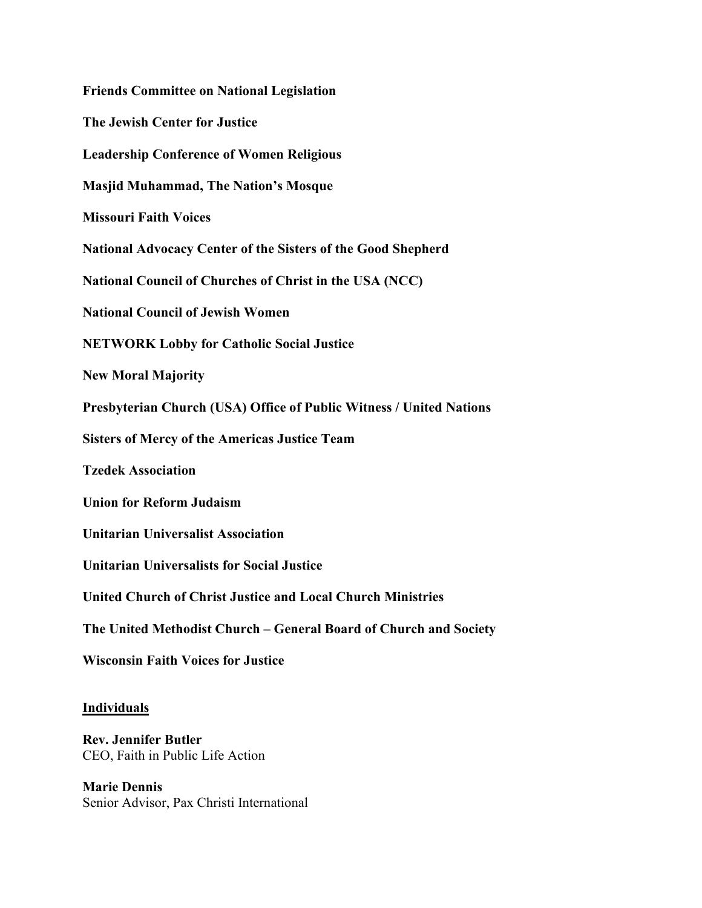**Friends Committee on National Legislation**

**The Jewish Center for Justice**

**Leadership Conference of Women Religious**

**Masjid Muhammad, The Nation's Mosque**

**Missouri Faith Voices**

**National Advocacy Center of the Sisters of the Good Shepherd**

**National Council of Churches of Christ in the USA (NCC)**

**National Council of Jewish Women**

**NETWORK Lobby for Catholic Social Justice**

**New Moral Majority**

**Presbyterian Church (USA) Office of Public Witness / United Nations**

**Sisters of Mercy of the Americas Justice Team**

**Tzedek Association**

**Union for Reform Judaism**

**Unitarian Universalist Association**

**Unitarian Universalists for Social Justice**

**United Church of Christ Justice and Local Church Ministries**

**The United Methodist Church – General Board of Church and Society**

**Wisconsin Faith Voices for Justice**

**<u>Individuals</u>**

**Rev. Jennifer Butler**
CEO, Faith in Public Life Action

**Marie Dennis**
Senior Advisor, Pax Christi International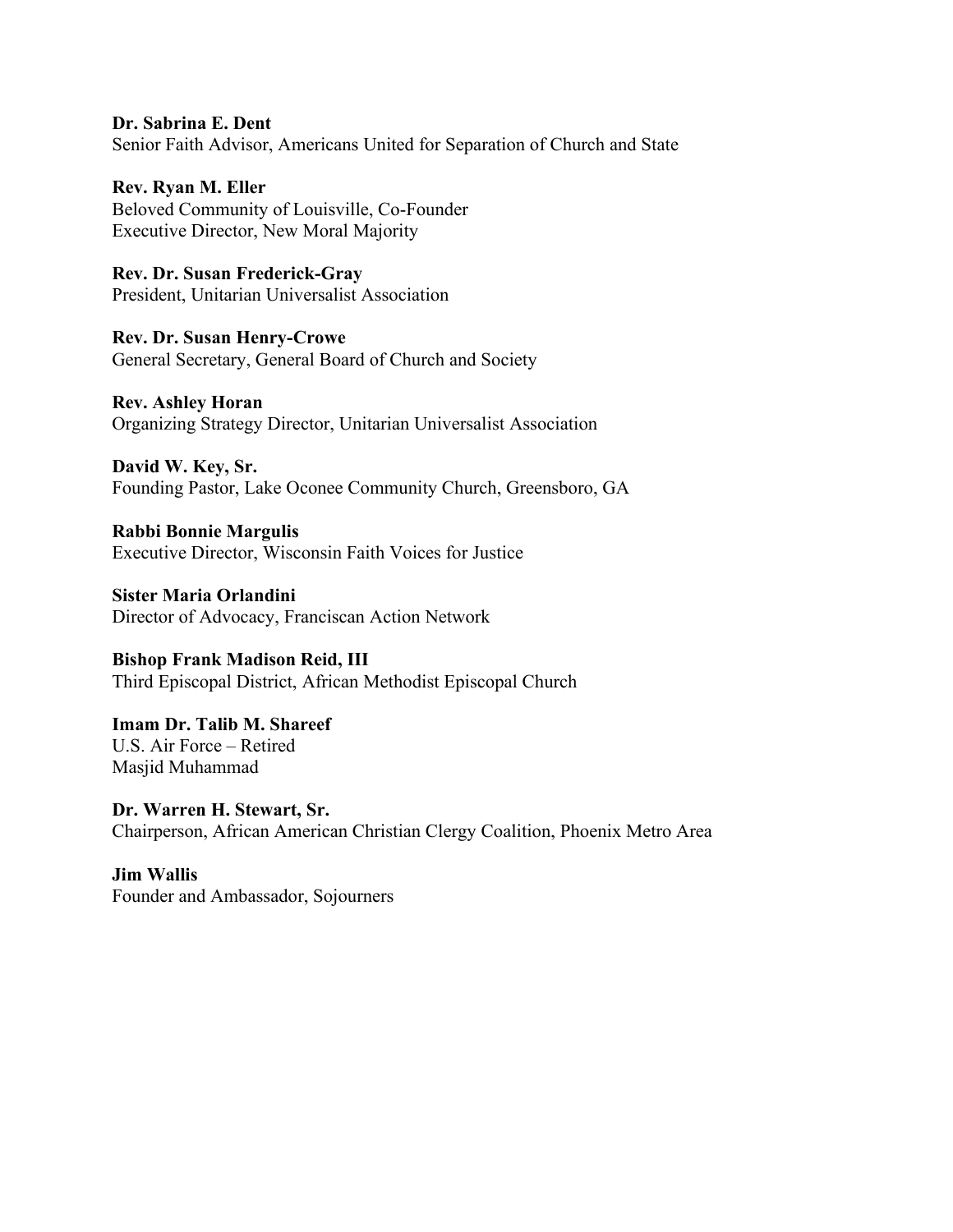**Dr. Sabrina E. Dent**
Senior Faith Advisor, Americans United for Separation of Church and State

**Rev. Ryan M. Eller**
Beloved Community of Louisville, Co-Founder
Executive Director, New Moral Majority

**Rev. Dr. Susan Frederick-Gray**
President, Unitarian Universalist Association

**Rev. Dr. Susan Henry-Crowe**
General Secretary, General Board of Church and Society

**Rev. Ashley Horan**
Organizing Strategy Director, Unitarian Universalist Association

**David W. Key, Sr.**
Founding Pastor, Lake Oconee Community Church, Greensboro, GA

**Rabbi Bonnie Margulis**
Executive Director, Wisconsin Faith Voices for Justice

**Sister Maria Orlandini**
Director of Advocacy, Franciscan Action Network

**Bishop Frank Madison Reid, III**
Third Episcopal District, African Methodist Episcopal Church

**Imam Dr. Talib M. Shareef**
U.S. Air Force – Retired
Masjid Muhammad

**Dr. Warren H. Stewart, Sr.**
Chairperson, African American Christian Clergy Coalition, Phoenix Metro Area

**Jim Wallis**
Founder and Ambassador, Sojourners